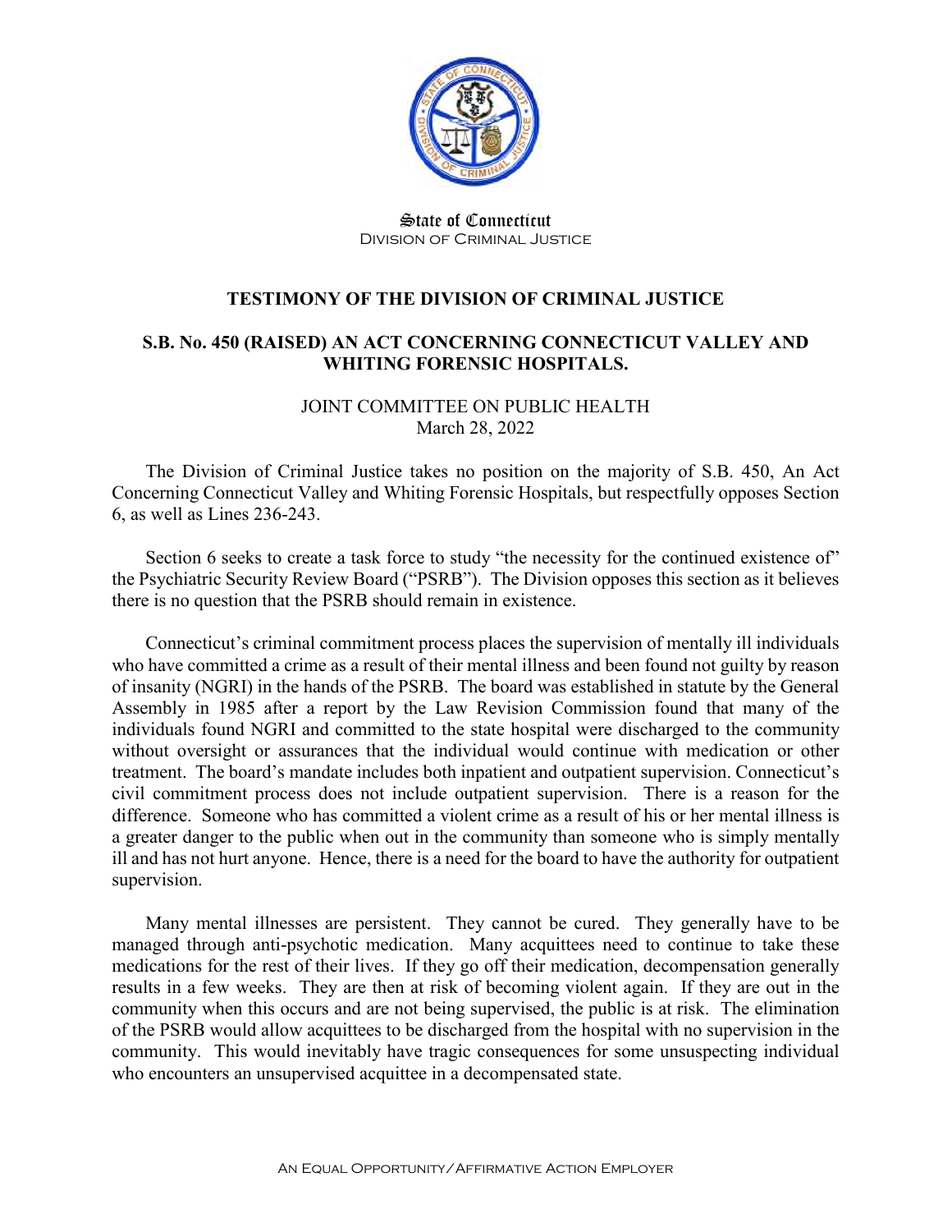State of Connecticut
DIVISION OF CRIMINAL JUSTICE

## TESTIMONY OF THE DIVISION OF CRIMINAL JUSTICE

## S.B. No. 450 (RAISED) AN ACT CONCERNING CONNECTICUT VALLEY AND WHITING FORENSIC HOSPITALS.

JOINT COMMITTEE ON PUBLIC HEALTH
March 28, 2022

The Division of Criminal Justice takes no position on the majority of S.B. 450, An Act Concerning Connecticut Valley and Whiting Forensic Hospitals, but respectfully opposes Section 6, as well as Lines 236-243.

Section 6 seeks to create a task force to study "the necessity for the continued existence of" the Psychiatric Security Review Board ("PSRB"). The Division opposes this section as it believes there is no question that the PSRB should remain in existence.

Connecticut's criminal commitment process places the supervision of mentally ill individuals who have committed a crime as a result of their mental illness and been found not guilty by reason of insanity (NGRI) in the hands of the PSRB. The board was established in statute by the General Assembly in 1985 after a report by the Law Revision Commission found that many of the individuals found NGRI and committed to the state hospital were discharged to the community without oversight or assurances that the individual would continue with medication or other treatment. The board's mandate includes both inpatient and outpatient supervision. Connecticut's civil commitment process does not include outpatient supervision. There is a reason for the difference. Someone who has committed a violent crime as a result of his or her mental illness is a greater danger to the public when out in the community than someone who is simply mentally ill and has not hurt anyone. Hence, there is a need for the board to have the authority for outpatient supervision.

Many mental illnesses are persistent. They cannot be cured. They generally have to be managed through anti-psychotic medication. Many acquittees need to continue to take these medications for the rest of their lives. If they go off their medication, decompensation generally results in a few weeks. They are then at risk of becoming violent again. If they are out in the community when this occurs and are not being supervised, the public is at risk. The elimination of the PSRB would allow acquittees to be discharged from the hospital with no supervision in the community. This would inevitably have tragic consequences for some unsuspecting individual who encounters an unsupervised acquittee in a decompensated state.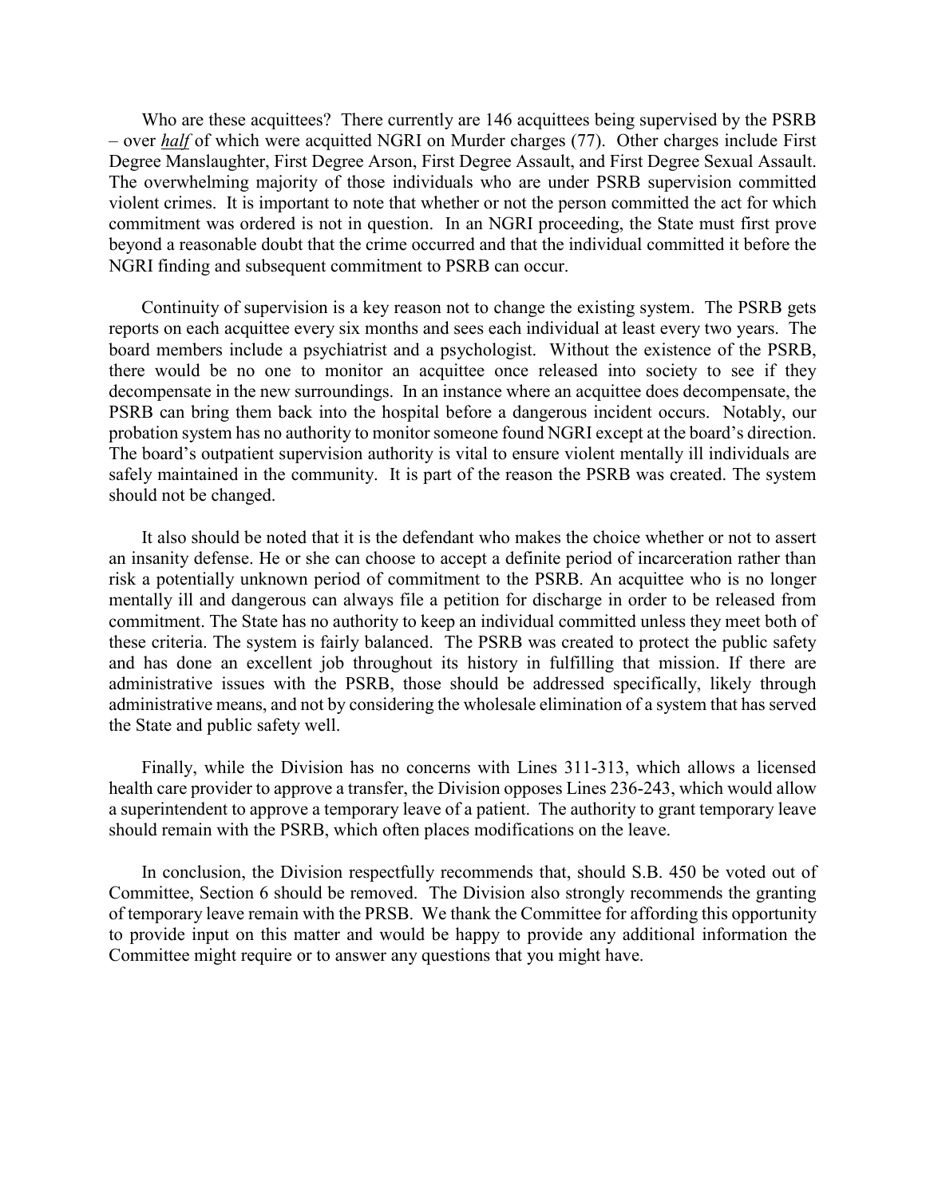Who are these acquittees? There currently are 146 acquittees being supervised by the PSRB – over ***half*** of which were acquitted NGRI on Murder charges (77). Other charges include First Degree Manslaughter, First Degree Arson, First Degree Assault, and First Degree Sexual Assault. The overwhelming majority of those individuals who are under PSRB supervision committed violent crimes. It is important to note that whether or not the person committed the act for which commitment was ordered is not in question. In an NGRI proceeding, the State must first prove beyond a reasonable doubt that the crime occurred and that the individual committed it before the NGRI finding and subsequent commitment to PSRB can occur.

Continuity of supervision is a key reason not to change the existing system. The PSRB gets reports on each acquittee every six months and sees each individual at least every two years. The board members include a psychiatrist and a psychologist. Without the existence of the PSRB, there would be no one to monitor an acquittee once released into society to see if they decompensate in the new surroundings. In an instance where an acquittee does decompensate, the PSRB can bring them back into the hospital before a dangerous incident occurs. Notably, our probation system has no authority to monitor someone found NGRI except at the board's direction. The board's outpatient supervision authority is vital to ensure violent mentally ill individuals are safely maintained in the community. It is part of the reason the PSRB was created. The system should not be changed.

It also should be noted that it is the defendant who makes the choice whether or not to assert an insanity defense. He or she can choose to accept a definite period of incarceration rather than risk a potentially unknown period of commitment to the PSRB. An acquittee who is no longer mentally ill and dangerous can always file a petition for discharge in order to be released from commitment. The State has no authority to keep an individual committed unless they meet both of these criteria. The system is fairly balanced. The PSRB was created to protect the public safety and has done an excellent job throughout its history in fulfilling that mission. If there are administrative issues with the PSRB, those should be addressed specifically, likely through administrative means, and not by considering the wholesale elimination of a system that has served the State and public safety well.

Finally, while the Division has no concerns with Lines 311-313, which allows a licensed health care provider to approve a transfer, the Division opposes Lines 236-243, which would allow a superintendent to approve a temporary leave of a patient. The authority to grant temporary leave should remain with the PSRB, which often places modifications on the leave.

In conclusion, the Division respectfully recommends that, should S.B. 450 be voted out of Committee, Section 6 should be removed. The Division also strongly recommends the granting of temporary leave remain with the PRSB. We thank the Committee for affording this opportunity to provide input on this matter and would be happy to provide any additional information the Committee might require or to answer any questions that you might have.